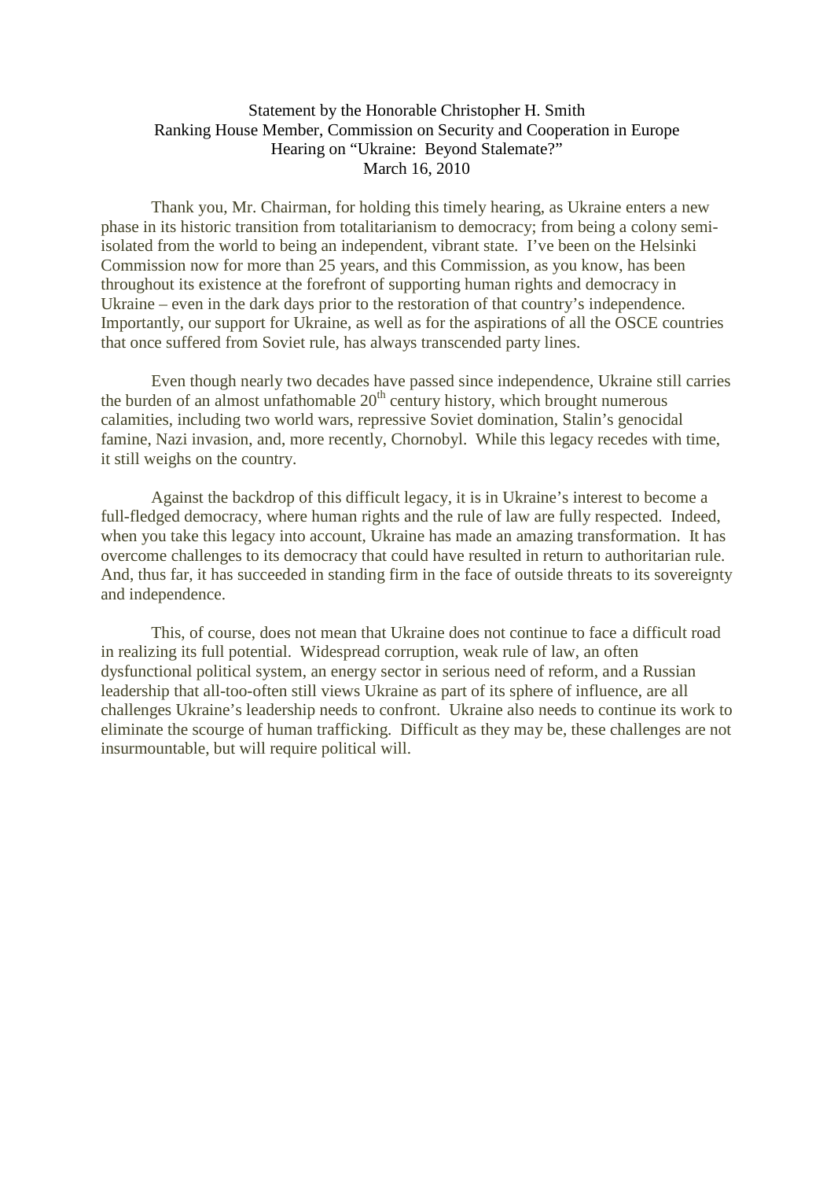Statement by the Honorable Christopher H. Smith
Ranking House Member, Commission on Security and Cooperation in Europe
Hearing on "Ukraine: Beyond Stalemate?"
March 16, 2010

Thank you, Mr. Chairman, for holding this timely hearing, as Ukraine enters a new phase in its historic transition from totalitarianism to democracy; from being a colony semi-isolated from the world to being an independent, vibrant state. I've been on the Helsinki Commission now for more than 25 years, and this Commission, as you know, has been throughout its existence at the forefront of supporting human rights and democracy in Ukraine – even in the dark days prior to the restoration of that country's independence. Importantly, our support for Ukraine, as well as for the aspirations of all the OSCE countries that once suffered from Soviet rule, has always transcended party lines.

Even though nearly two decades have passed since independence, Ukraine still carries the burden of an almost unfathomable 20th century history, which brought numerous calamities, including two world wars, repressive Soviet domination, Stalin's genocidal famine, Nazi invasion, and, more recently, Chornobyl. While this legacy recedes with time, it still weighs on the country.

Against the backdrop of this difficult legacy, it is in Ukraine's interest to become a full-fledged democracy, where human rights and the rule of law are fully respected. Indeed, when you take this legacy into account, Ukraine has made an amazing transformation. It has overcome challenges to its democracy that could have resulted in return to authoritarian rule. And, thus far, it has succeeded in standing firm in the face of outside threats to its sovereignty and independence.

This, of course, does not mean that Ukraine does not continue to face a difficult road in realizing its full potential. Widespread corruption, weak rule of law, an often dysfunctional political system, an energy sector in serious need of reform, and a Russian leadership that all-too-often still views Ukraine as part of its sphere of influence, are all challenges Ukraine's leadership needs to confront. Ukraine also needs to continue its work to eliminate the scourge of human trafficking. Difficult as they may be, these challenges are not insurmountable, but will require political will.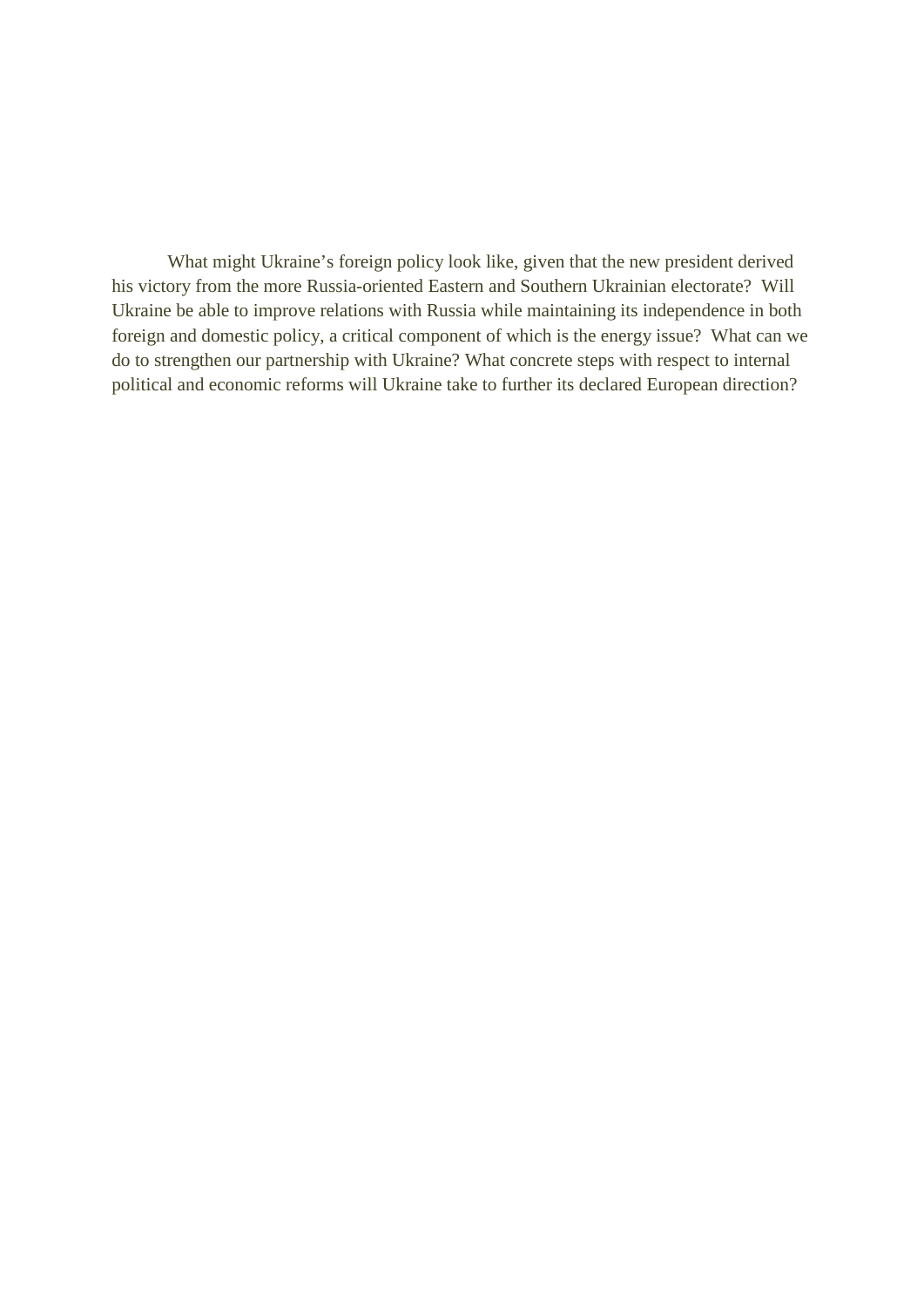What might Ukraine's foreign policy look like, given that the new president derived his victory from the more Russia-oriented Eastern and Southern Ukrainian electorate? Will Ukraine be able to improve relations with Russia while maintaining its independence in both foreign and domestic policy, a critical component of which is the energy issue? What can we do to strengthen our partnership with Ukraine? What concrete steps with respect to internal political and economic reforms will Ukraine take to further its declared European direction?